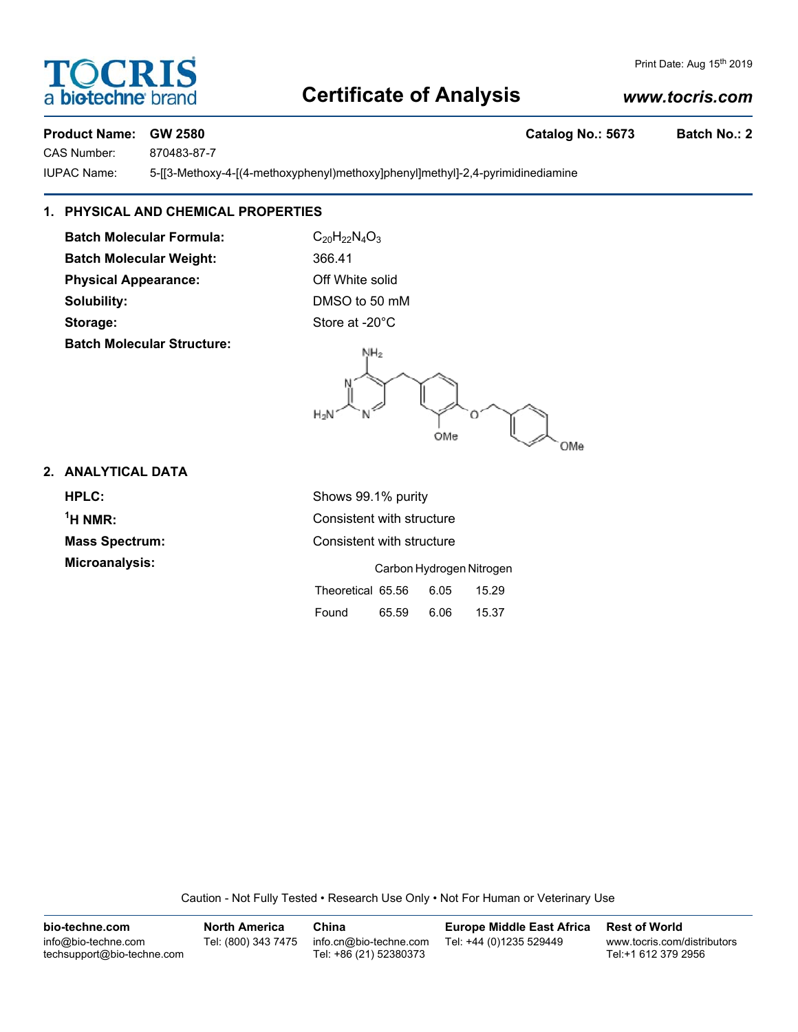# TOCRIS
a biotechne brand

Print Date: Aug 15th 2019

# Certificate of Analysis

*www.tocris.com*

**Product Name: GW 2580** **Catalog No.: 5673** **Batch No.: 2**

CAS Number: 870483-87-7

IUPAC Name: 5-[[3-Methoxy-4-[(4-methoxyphenyl)methoxy]phenyl]methyl]-2,4-pyrimidinediamine

## 1. PHYSICAL AND CHEMICAL PROPERTIES

**Batch Molecular Formula:** $C_{20}H_{22}N_4O_3$

**Batch Molecular Weight:** 366.41

**Physical Appearance:** Off White solid

**Solubility:** DMSO to 50 mM

**Storage:** Store at -20°C

**Batch Molecular Structure:**

## 2. ANALYTICAL DATA

**HPLC:** Shows 99.1% purity

**$^1$H NMR:** Consistent with structure

**Mass Spectrum:** Consistent with structure

**Microanalysis:**

| | Carbon | Hydrogen | Nitrogen |
|---|---|---|---|
| Theoretical | 65.56 | 6.05 | 15.29 |
| Found | 65.59 | 6.06 | 15.37 |

Caution - Not Fully Tested • Research Use Only • Not For Human or Veterinary Use

**bio-techne.com**
info@bio-techne.com
techsupport@bio-techne.com

**North America**
Tel: (800) 343 7475

**China**
info.cn@bio-techne.com
Tel: +86 (21) 52380373

**Europe Middle East Africa**
Tel: +44 (0)1235 529449

**Rest of World**
www.tocris.com/distributors
Tel:+1 612 379 2956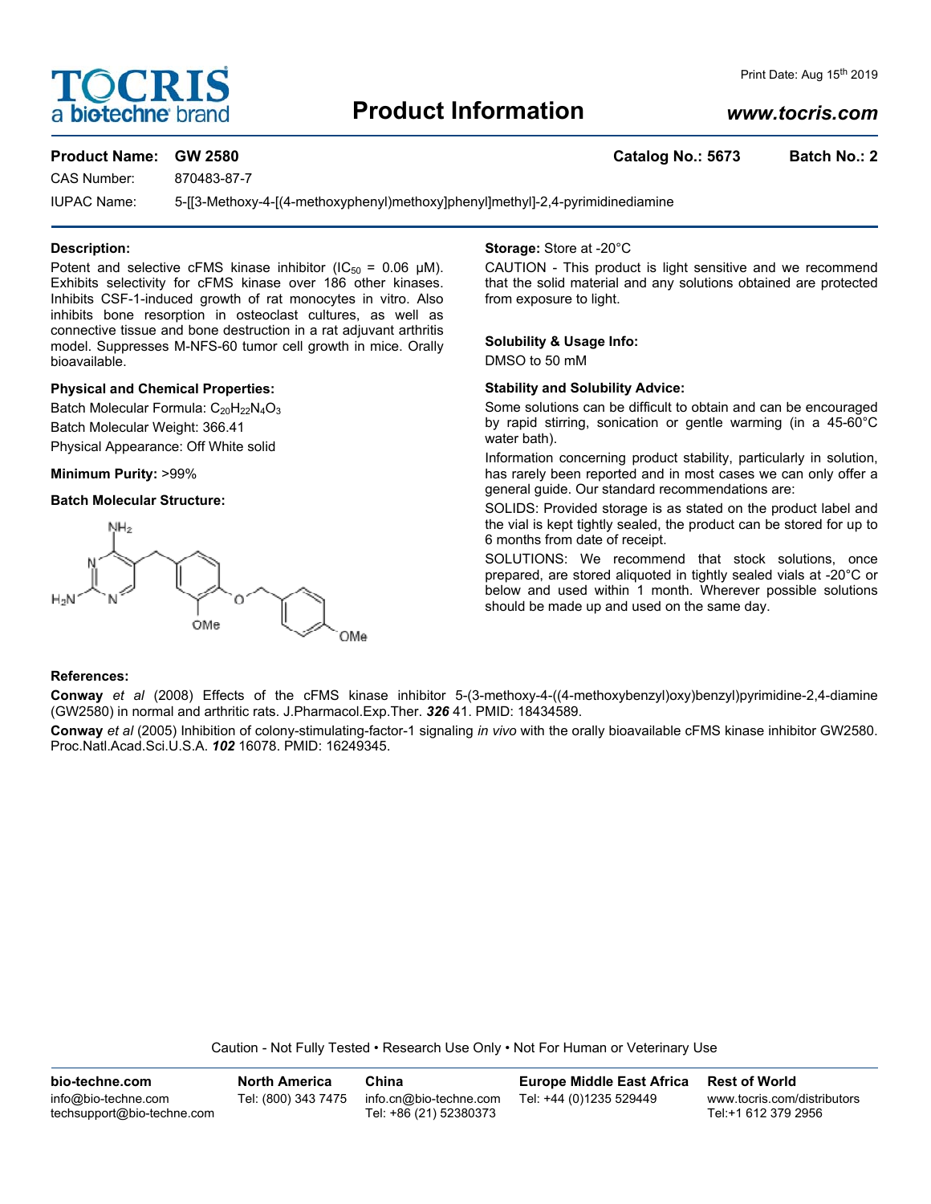# TOCRIS
a biotechne brand

Print Date: Aug 15th 2019

## Product Information

www.tocris.com

**Product Name: GW 2580** **Catalog No.: 5673** **Batch No.: 2**

CAS Number: 870483-87-7

IUPAC Name: 5-[[3-Methoxy-4-[(4-methoxyphenyl)methoxy]phenyl]methyl]-2,4-pyrimidinediamine

### Description:

Potent and selective cFMS kinase inhibitor ($IC_{50}$ = 0.06 μM). Exhibits selectivity for cFMS kinase over 186 other kinases. Inhibits CSF-1-induced growth of rat monocytes in vitro. Also inhibits bone resorption in osteoclast cultures, as well as connective tissue and bone destruction in a rat adjuvant arthritis model. Suppresses M-NFS-60 tumor cell growth in mice. Orally bioavailable.

### Physical and Chemical Properties:

Batch Molecular Formula: $C_{20}H_{22}N_4O_3$

Batch Molecular Weight: 366.41

Physical Appearance: Off White solid

**Minimum Purity:** >99%

### Batch Molecular Structure:

NH2
N
H2N N
OMe
O
OMe

**Storage:** Store at -20°C

CAUTION - This product is light sensitive and we recommend that the solid material and any solutions obtained are protected from exposure to light.

### Solubility & Usage Info:

DMSO to 50 mM

### Stability and Solubility Advice:

Some solutions can be difficult to obtain and can be encouraged by rapid stirring, sonication or gentle warming (in a 45-60°C water bath).

Information concerning product stability, particularly in solution, has rarely been reported and in most cases we can only offer a general guide. Our standard recommendations are:

SOLIDS: Provided storage is as stated on the product label and the vial is kept tightly sealed, the product can be stored for up to 6 months from date of receipt.

SOLUTIONS: We recommend that stock solutions, once prepared, are stored aliquoted in tightly sealed vials at -20°C or below and used within 1 month. Wherever possible solutions should be made up and used on the same day.

### References:

**Conway** *et al* (2008) Effects of the cFMS kinase inhibitor 5-(3-methoxy-4-((4-methoxybenzyl)oxy)benzyl)pyrimidine-2,4-diamine (GW2580) in normal and arthritic rats. J.Pharmacol.Exp.Ther. ***326*** 41. PMID: 18434589.

**Conway** *et al* (2005) Inhibition of colony-stimulating-factor-1 signaling *in vivo* with the orally bioavailable cFMS kinase inhibitor GW2580. Proc.Natl.Acad.Sci.U.S.A. ***102*** 16078. PMID: 16249345.

Caution - Not Fully Tested • Research Use Only • Not For Human or Veterinary Use

| **bio-techne.com** | **North America** | **China** | **Europe Middle East Africa** | **Rest of World** |
|---|---|---|---|---|
| info@bio-techne.com techsupport@bio-techne.com | Tel: (800) 343 7475 | info.cn@bio-techne.com Tel: +86 (21) 52380373 | Tel: +44 (0)1235 529449 | www.tocris.com/distributors Tel:+1 612 379 2956 |